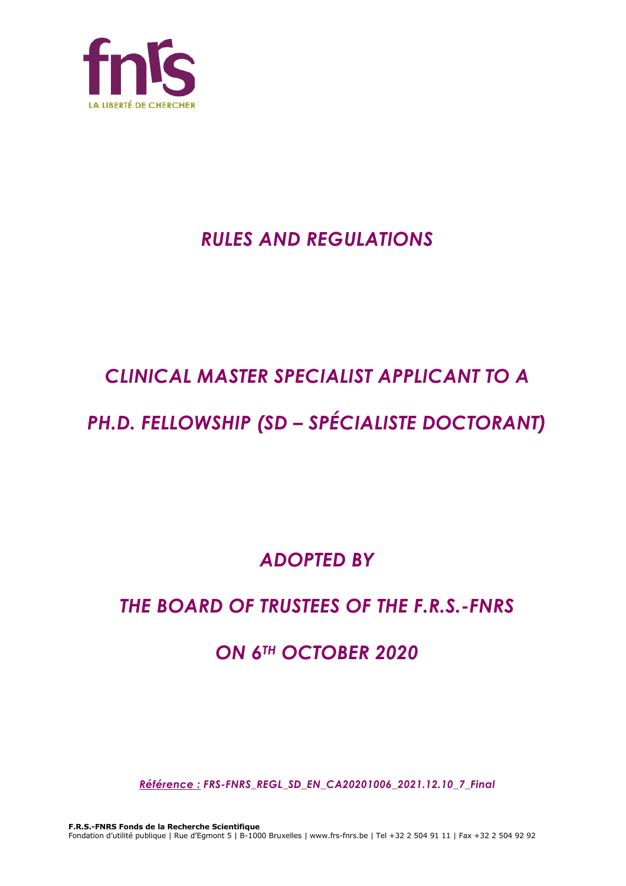fnrs

LA LIBERTÉ DE CHERCHER

# *RULES AND REGULATIONS*

# *CLINICAL MASTER SPECIALIST APPLICANT TO A PH.D. FELLOWSHIP (SD – SPÉCIALISTE DOCTORANT)*

## *ADOPTED BY*

## *THE BOARD OF TRUSTEES OF THE F.R.S.-FNRS*

## *ON 6TH OCTOBER 2020*

***Référence :*** ***FRS-FNRS_REGL_SD_EN_CA20201006_2021.12.10_7_Final***

**F.R.S.-FNRS Fonds de la Recherche Scientifique**
Fondation d'utilité publique | Rue d'Egmont 5 | B-1000 Bruxelles | www.frs-fnrs.be | Tel +32 2 504 91 11 | Fax +32 2 504 92 92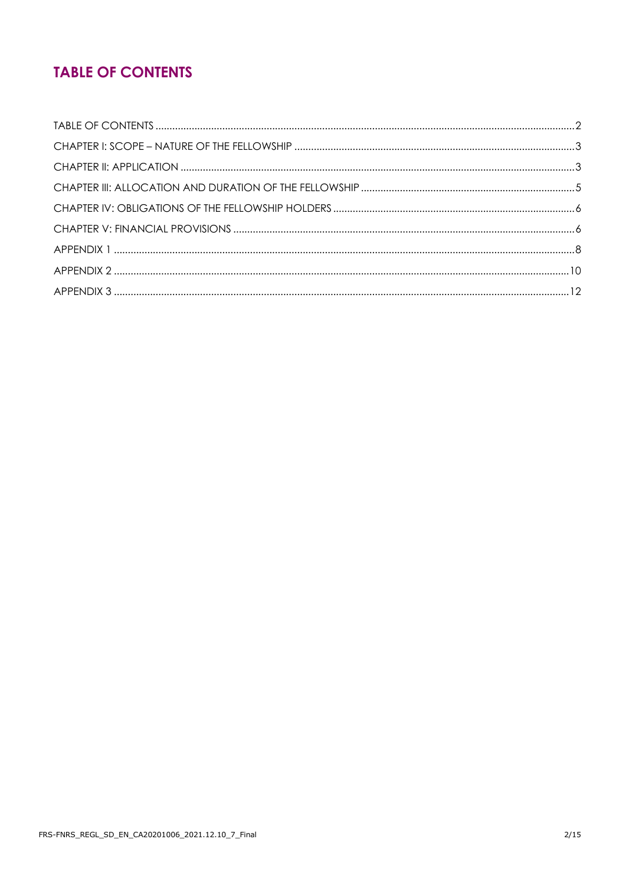# TABLE OF CONTENTS

TABLE OF CONTENTS ..... 2

CHAPTER I: SCOPE – NATURE OF THE FELLOWSHIP ..... 3

CHAPTER II: APPLICATION ..... 3

CHAPTER III: ALLOCATION AND DURATION OF THE FELLOWSHIP ..... 5

CHAPTER IV: OBLIGATIONS OF THE FELLOWSHIP HOLDERS ..... 6

CHAPTER V: FINANCIAL PROVISIONS ..... 6

APPENDIX 1 ..... 8

APPENDIX 2 ..... 10

APPENDIX 3 ..... 12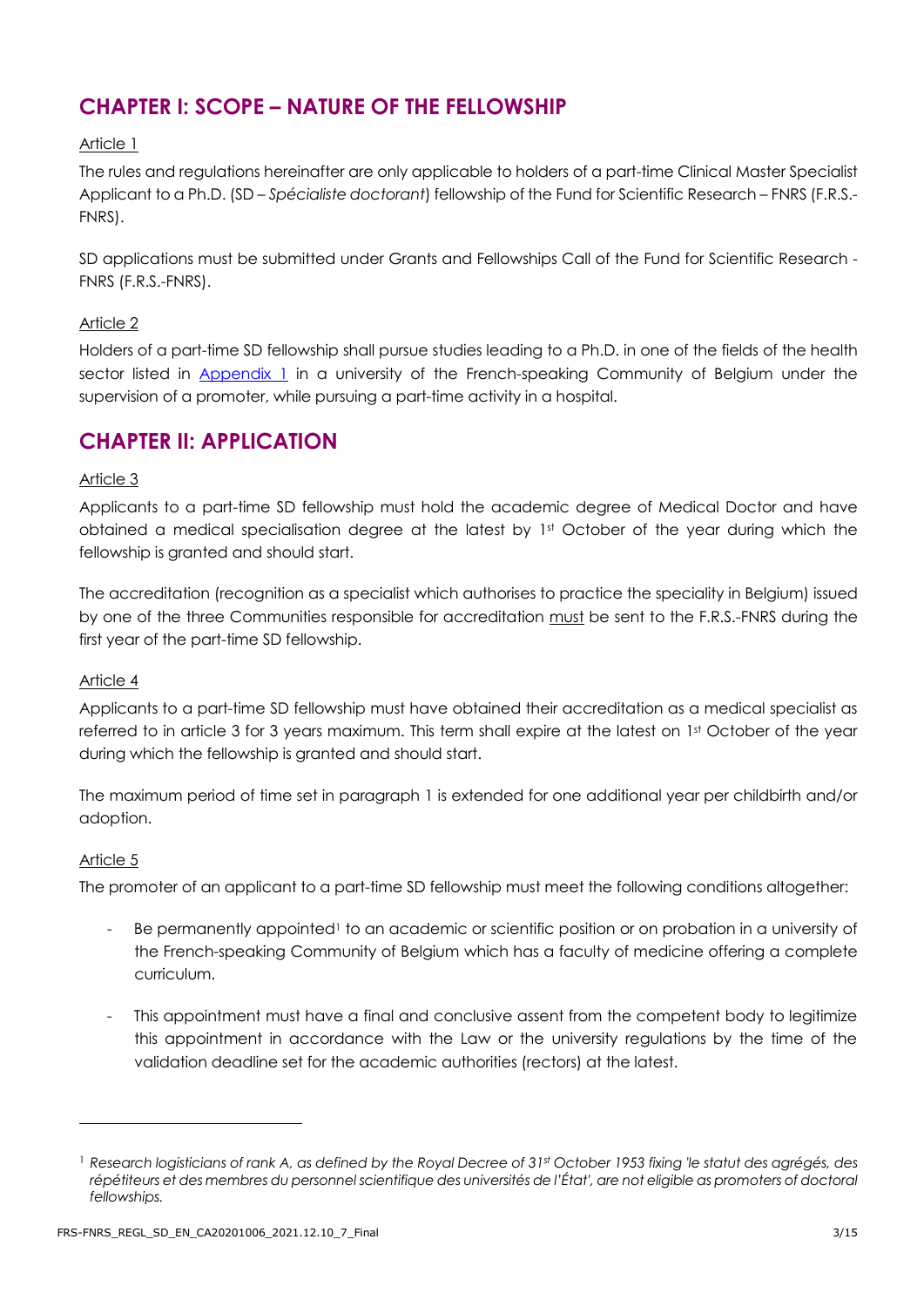# CHAPTER I: SCOPE – NATURE OF THE FELLOWSHIP

Article 1

The rules and regulations hereinafter are only applicable to holders of a part-time Clinical Master Specialist Applicant to a Ph.D. (SD – *Spécialiste doctorant*) fellowship of the Fund for Scientific Research – FNRS (F.R.S.-FNRS).

SD applications must be submitted under Grants and Fellowships Call of the Fund for Scientific Research - FNRS (F.R.S.-FNRS).

Article 2

Holders of a part-time SD fellowship shall pursue studies leading to a Ph.D. in one of the fields of the health sector listed in Appendix 1 in a university of the French-speaking Community of Belgium under the supervision of a promoter, while pursuing a part-time activity in a hospital.

# CHAPTER II: APPLICATION

Article 3

Applicants to a part-time SD fellowship must hold the academic degree of Medical Doctor and have obtained a medical specialisation degree at the latest by 1st October of the year during which the fellowship is granted and should start.

The accreditation (recognition as a specialist which authorises to practice the speciality in Belgium) issued by one of the three Communities responsible for accreditation must be sent to the F.R.S.-FNRS during the first year of the part-time SD fellowship.

Article 4

Applicants to a part-time SD fellowship must have obtained their accreditation as a medical specialist as referred to in article 3 for 3 years maximum. This term shall expire at the latest on 1st October of the year during which the fellowship is granted and should start.

The maximum period of time set in paragraph 1 is extended for one additional year per childbirth and/or adoption.

Article 5

The promoter of an applicant to a part-time SD fellowship must meet the following conditions altogether:

- Be permanently appointed[1] to an academic or scientific position or on probation in a university of the French-speaking Community of Belgium which has a faculty of medicine offering a complete curriculum.
- This appointment must have a final and conclusive assent from the competent body to legitimize this appointment in accordance with the Law or the university regulations by the time of the validation deadline set for the academic authorities (rectors) at the latest.

[1] *Research logisticians of rank A, as defined by the Royal Decree of 31st October 1953 fixing 'le statut des agrégés, des répétiteurs et des membres du personnel scientifique des universités de l'État', are not eligible as promoters of doctoral fellowships.*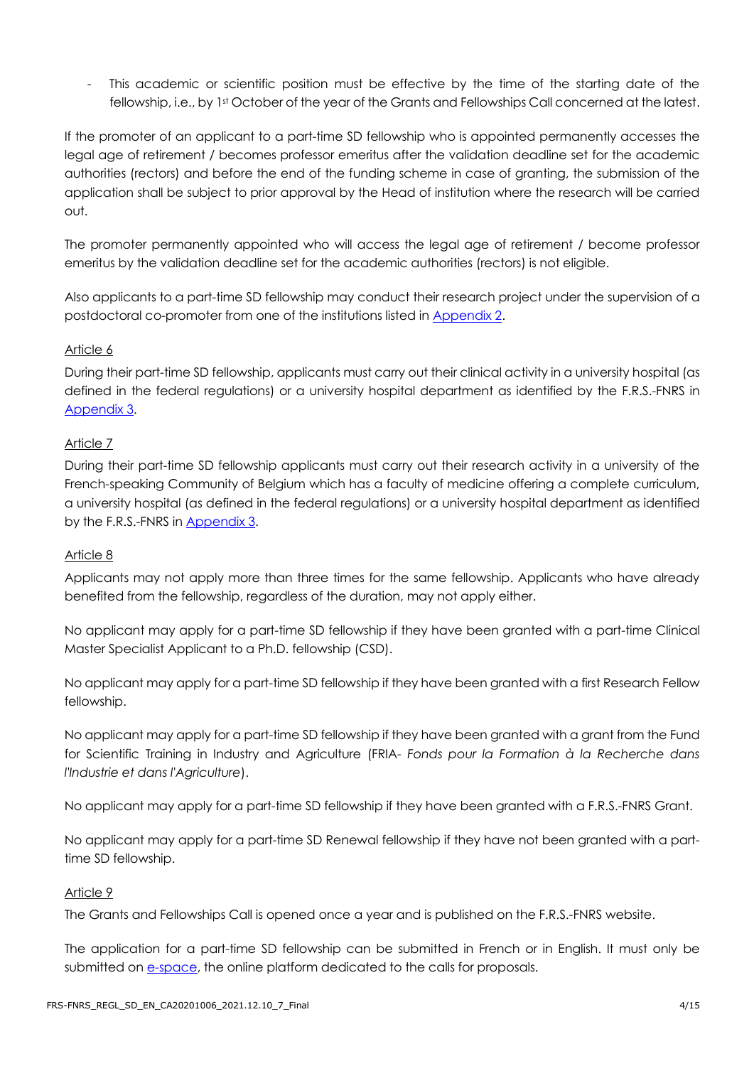- This academic or scientific position must be effective by the time of the starting date of the fellowship, i.e., by 1st October of the year of the Grants and Fellowships Call concerned at the latest.

If the promoter of an applicant to a part-time SD fellowship who is appointed permanently accesses the legal age of retirement / becomes professor emeritus after the validation deadline set for the academic authorities (rectors) and before the end of the funding scheme in case of granting, the submission of the application shall be subject to prior approval by the Head of institution where the research will be carried out.

The promoter permanently appointed who will access the legal age of retirement / become professor emeritus by the validation deadline set for the academic authorities (rectors) is not eligible.

Also applicants to a part-time SD fellowship may conduct their research project under the supervision of a postdoctoral co-promoter from one of the institutions listed in Appendix 2.

## Article 6

During their part-time SD fellowship, applicants must carry out their clinical activity in a university hospital (as defined in the federal regulations) or a university hospital department as identified by the F.R.S.-FNRS in Appendix 3.

## Article 7

During their part-time SD fellowship applicants must carry out their research activity in a university of the French-speaking Community of Belgium which has a faculty of medicine offering a complete curriculum, a university hospital (as defined in the federal regulations) or a university hospital department as identified by the F.R.S.-FNRS in Appendix 3.

## Article 8

Applicants may not apply more than three times for the same fellowship. Applicants who have already benefited from the fellowship, regardless of the duration, may not apply either.

No applicant may apply for a part-time SD fellowship if they have been granted with a part-time Clinical Master Specialist Applicant to a Ph.D. fellowship (CSD).

No applicant may apply for a part-time SD fellowship if they have been granted with a first Research Fellow fellowship.

No applicant may apply for a part-time SD fellowship if they have been granted with a grant from the Fund for Scientific Training in Industry and Agriculture (FRIA- *Fonds pour la Formation à la Recherche dans l'Industrie et dans l'Agriculture*).

No applicant may apply for a part-time SD fellowship if they have been granted with a F.R.S.-FNRS Grant.

No applicant may apply for a part-time SD Renewal fellowship if they have not been granted with a part-time SD fellowship.

## Article 9

The Grants and Fellowships Call is opened once a year and is published on the F.R.S.-FNRS website.

The application for a part-time SD fellowship can be submitted in French or in English. It must only be submitted on e-space, the online platform dedicated to the calls for proposals.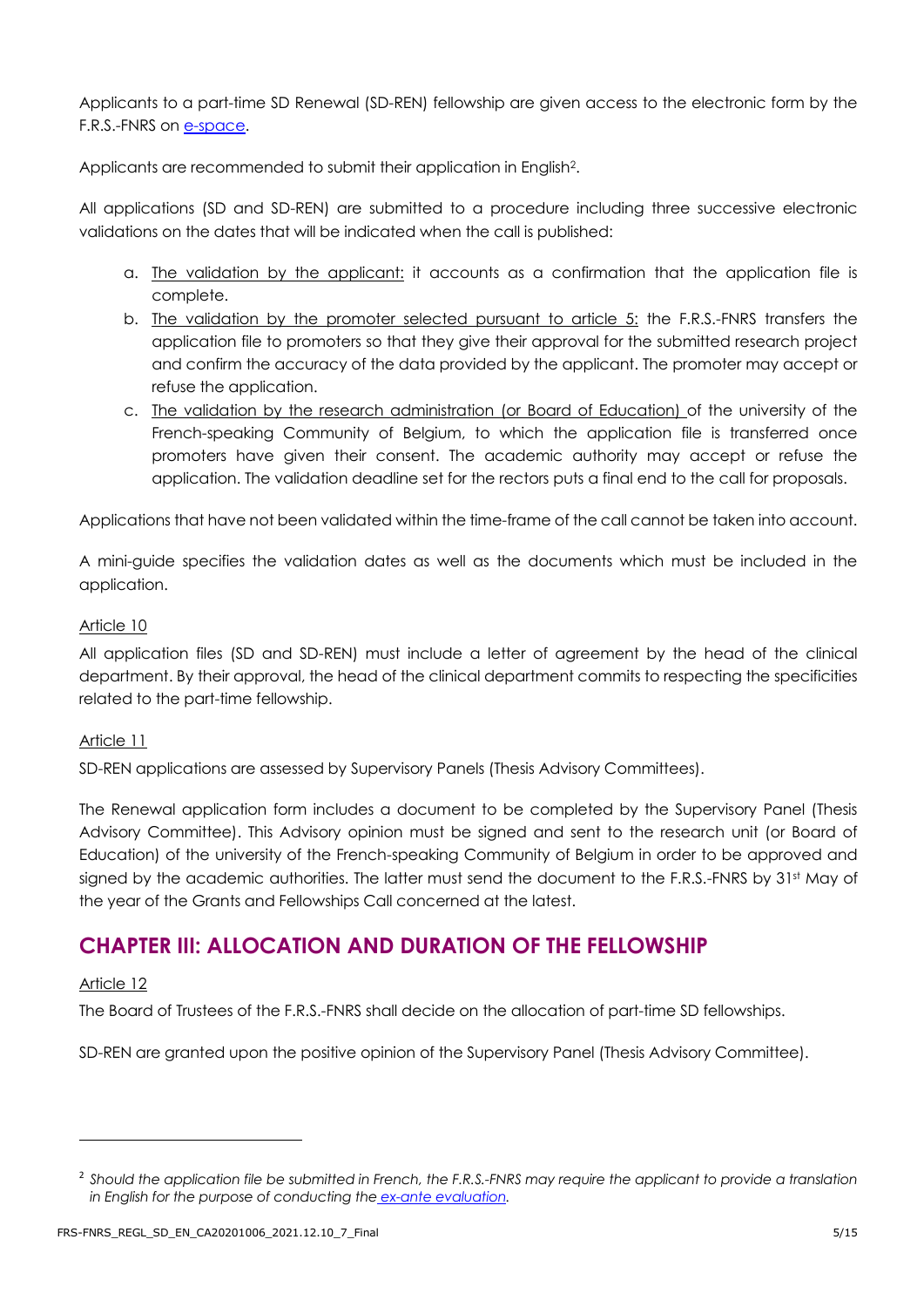Applicants to a part-time SD Renewal (SD-REN) fellowship are given access to the electronic form by the F.R.S.-FNRS on e-space.

Applicants are recommended to submit their application in English[2].

All applications (SD and SD-REN) are submitted to a procedure including three successive electronic validations on the dates that will be indicated when the call is published:

a. The validation by the applicant: it accounts as a confirmation that the application file is complete.
b. The validation by the promoter selected pursuant to article 5: the F.R.S.-FNRS transfers the application file to promoters so that they give their approval for the submitted research project and confirm the accuracy of the data provided by the applicant. The promoter may accept or refuse the application.
c. The validation by the research administration (or Board of Education) of the university of the French-speaking Community of Belgium, to which the application file is transferred once promoters have given their consent. The academic authority may accept or refuse the application. The validation deadline set for the rectors puts a final end to the call for proposals.

Applications that have not been validated within the time-frame of the call cannot be taken into account.

A mini-guide specifies the validation dates as well as the documents which must be included in the application.

Article 10

All application files (SD and SD-REN) must include a letter of agreement by the head of the clinical department. By their approval, the head of the clinical department commits to respecting the specificities related to the part-time fellowship.

Article 11

SD-REN applications are assessed by Supervisory Panels (Thesis Advisory Committees).

The Renewal application form includes a document to be completed by the Supervisory Panel (Thesis Advisory Committee). This Advisory opinion must be signed and sent to the research unit (or Board of Education) of the university of the French-speaking Community of Belgium in order to be approved and signed by the academic authorities. The latter must send the document to the F.R.S.-FNRS by 31st May of the year of the Grants and Fellowships Call concerned at the latest.

## CHAPTER III: ALLOCATION AND DURATION OF THE FELLOWSHIP

Article 12

The Board of Trustees of the F.R.S.-FNRS shall decide on the allocation of part-time SD fellowships.

SD-REN are granted upon the positive opinion of the Supervisory Panel (Thesis Advisory Committee).

---

[2] *Should the application file be submitted in French, the F.R.S.-FNRS may require the applicant to provide a translation in English for the purpose of conducting the ex-ante evaluation.*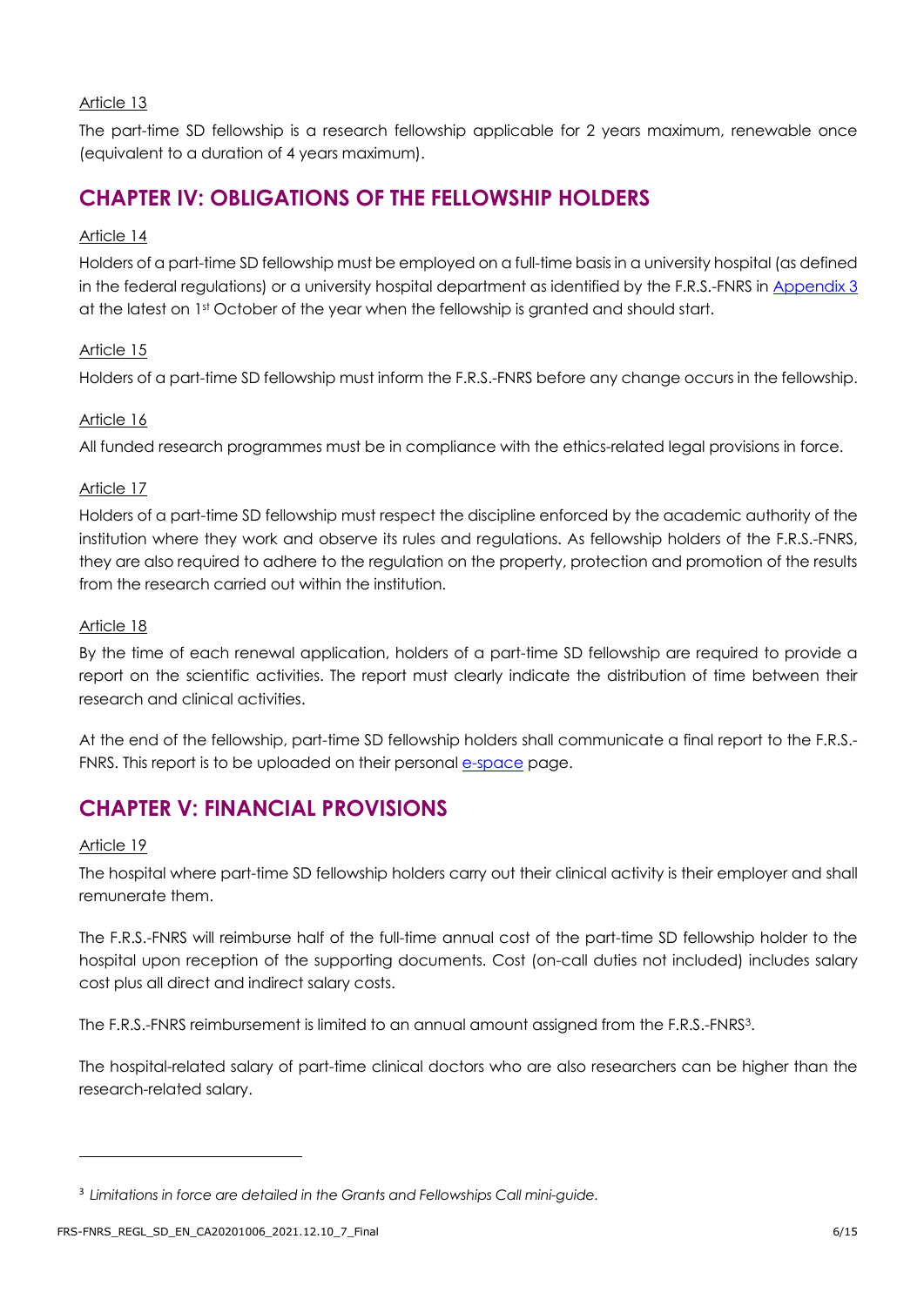Article 13

The part-time SD fellowship is a research fellowship applicable for 2 years maximum, renewable once (equivalent to a duration of 4 years maximum).

## CHAPTER IV: OBLIGATIONS OF THE FELLOWSHIP HOLDERS

Article 14

Holders of a part-time SD fellowship must be employed on a full-time basis in a university hospital (as defined in the federal regulations) or a university hospital department as identified by the F.R.S.-FNRS in Appendix 3 at the latest on 1st October of the year when the fellowship is granted and should start.

Article 15

Holders of a part-time SD fellowship must inform the F.R.S.-FNRS before any change occurs in the fellowship.

Article 16

All funded research programmes must be in compliance with the ethics-related legal provisions in force.

Article 17

Holders of a part-time SD fellowship must respect the discipline enforced by the academic authority of the institution where they work and observe its rules and regulations. As fellowship holders of the F.R.S.-FNRS, they are also required to adhere to the regulation on the property, protection and promotion of the results from the research carried out within the institution.

Article 18

By the time of each renewal application, holders of a part-time SD fellowship are required to provide a report on the scientific activities. The report must clearly indicate the distribution of time between their research and clinical activities.

At the end of the fellowship, part-time SD fellowship holders shall communicate a final report to the F.R.S.-FNRS. This report is to be uploaded on their personal e-space page.

## CHAPTER V: FINANCIAL PROVISIONS

Article 19

The hospital where part-time SD fellowship holders carry out their clinical activity is their employer and shall remunerate them.

The F.R.S.-FNRS will reimburse half of the full-time annual cost of the part-time SD fellowship holder to the hospital upon reception of the supporting documents. Cost (on-call duties not included) includes salary cost plus all direct and indirect salary costs.

The F.R.S.-FNRS reimbursement is limited to an annual amount assigned from the F.R.S.-FNRS[3].

The hospital-related salary of part-time clinical doctors who are also researchers can be higher than the research-related salary.

[3] *Limitations in force are detailed in the Grants and Fellowships Call mini-guide.*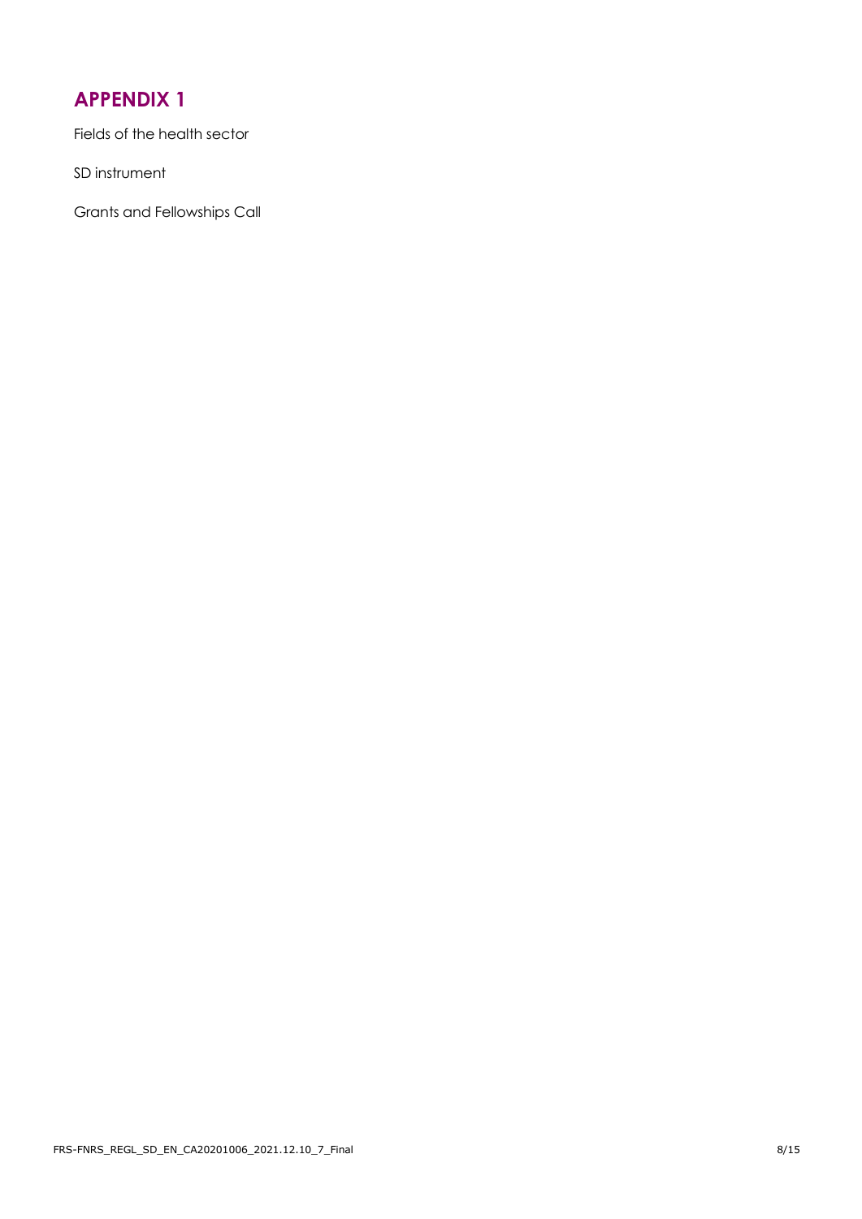# APPENDIX 1

Fields of the health sector

SD instrument

Grants and Fellowships Call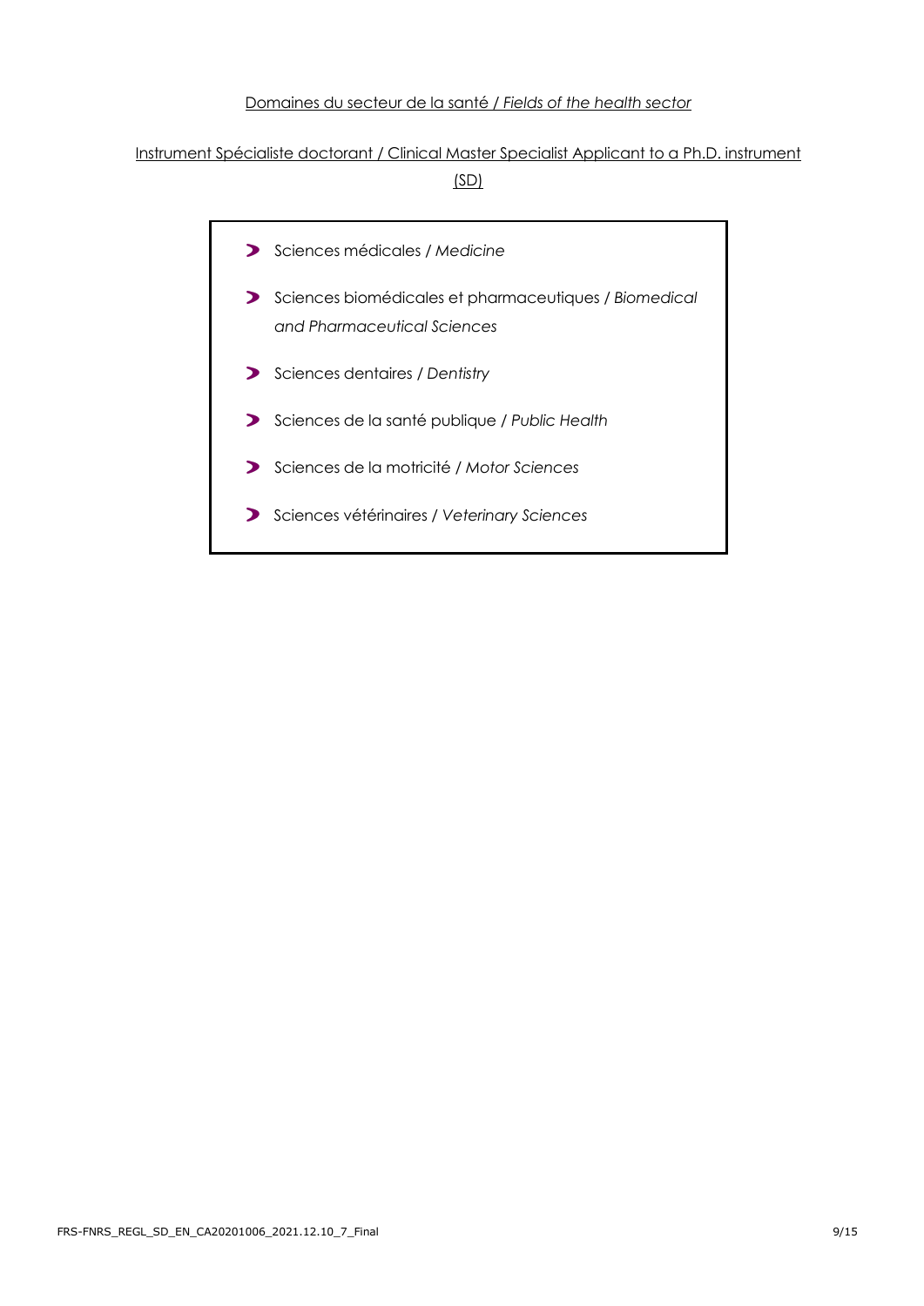Domaines du secteur de la santé / *Fields of the health sector*

Instrument Spécialiste doctorant / Clinical Master Specialist Applicant to a Ph.D. instrument (SD)

- Sciences médicales / *Medicine*
- Sciences biomédicales et pharmaceutiques / *Biomedical and Pharmaceutical Sciences*
- Sciences dentaires / *Dentistry*
- Sciences de la santé publique / *Public Health*
- Sciences de la motricité / *Motor Sciences*
- Sciences vétérinaires / *Veterinary Sciences*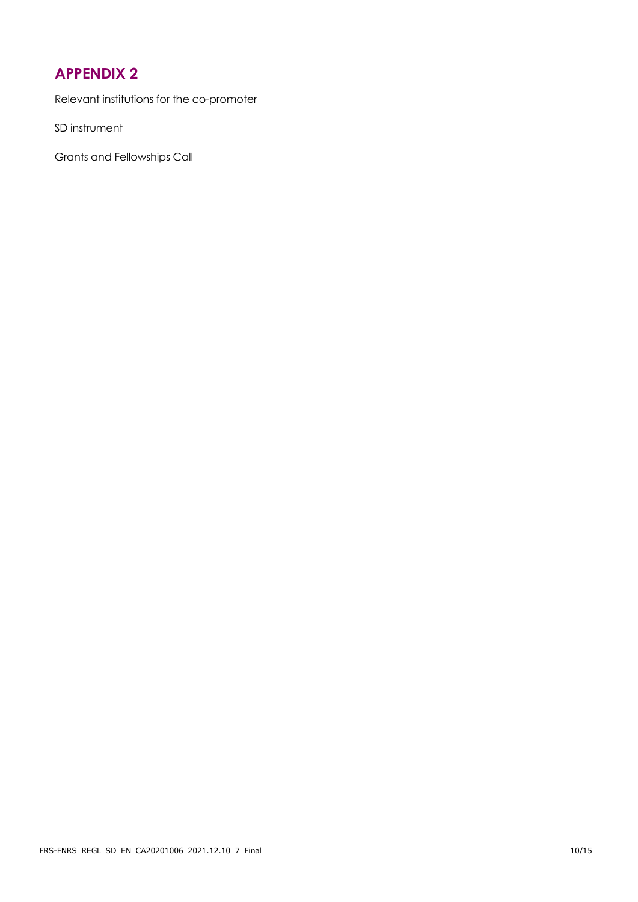## APPENDIX 2

Relevant institutions for the co-promoter

SD instrument

Grants and Fellowships Call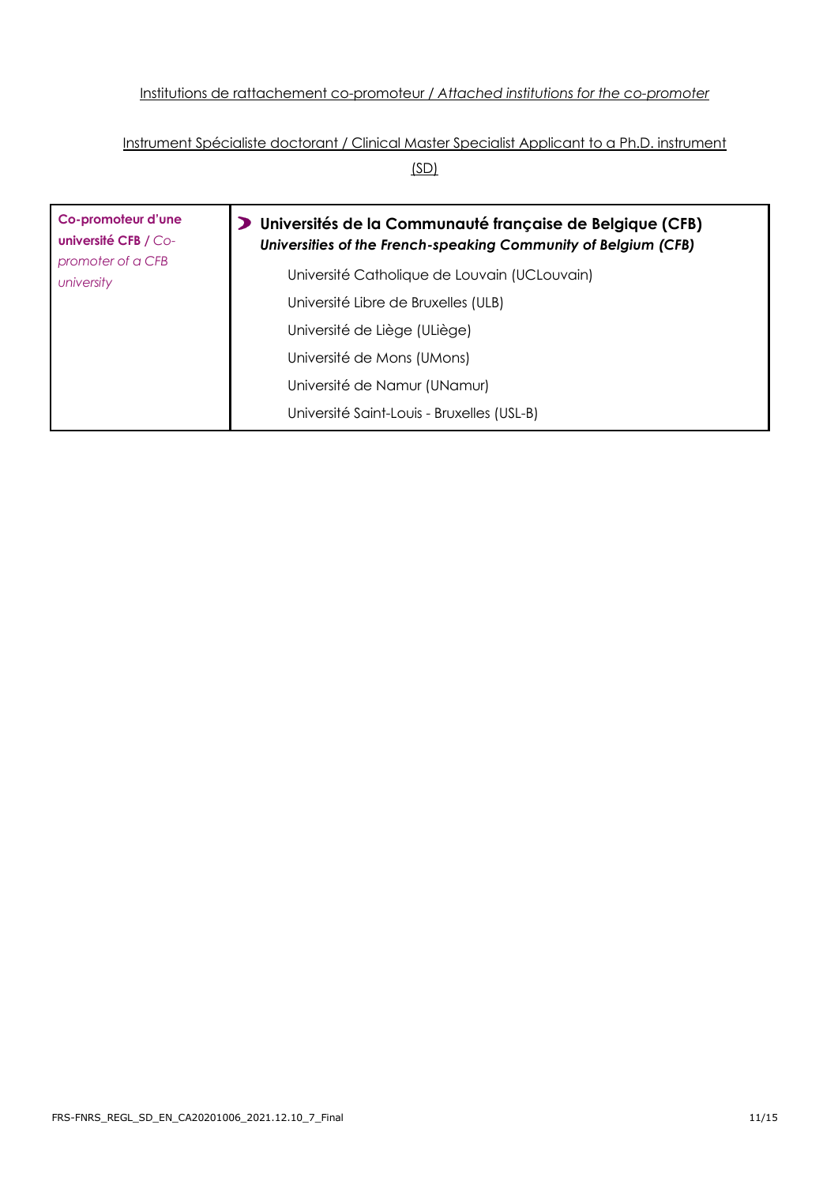Institutions de rattachement co-promoteur / *Attached institutions for the co-promoter*

Instrument Spécialiste doctorant / Clinical Master Specialist Applicant to a Ph.D. instrument (SD)

| | |
|---|---|
| **Co-promoteur d'une université CFB** / *Co-promoter of a CFB university* | **Universités de la Communauté française de Belgique (CFB)** <br> ***Universities of the French-speaking Community of Belgium (CFB)*** <br> Université Catholique de Louvain (UCLouvain) <br> Université Libre de Bruxelles (ULB) <br> Université de Liège (ULiège) <br> Université de Mons (UMons) <br> Université de Namur (UNamur) <br> Université Saint-Louis - Bruxelles (USL-B) |

FRS-FNRS_REGL_SD_EN_CA20201006_2021.12.10_7_Final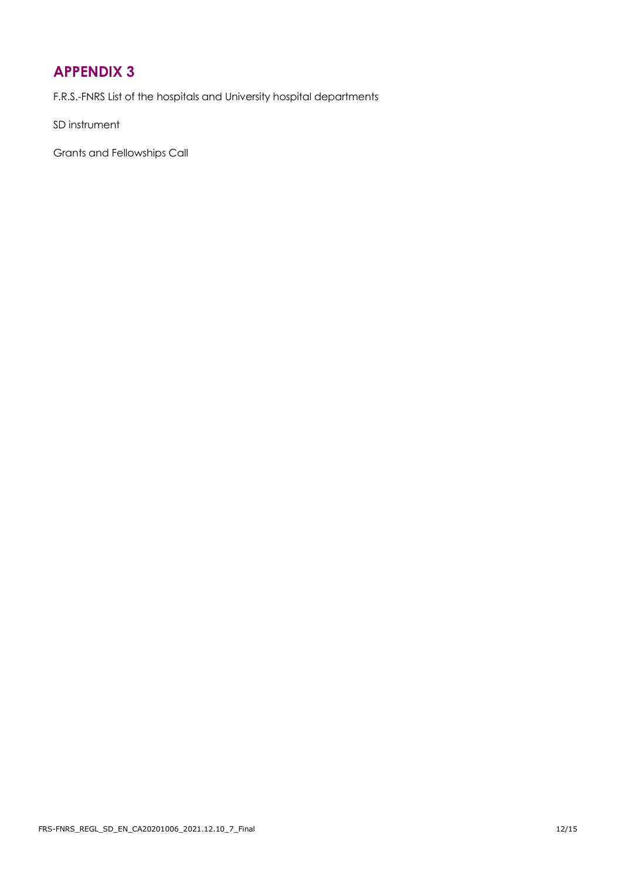# APPENDIX 3

F.R.S.-FNRS List of the hospitals and University hospital departments

SD instrument

Grants and Fellowships Call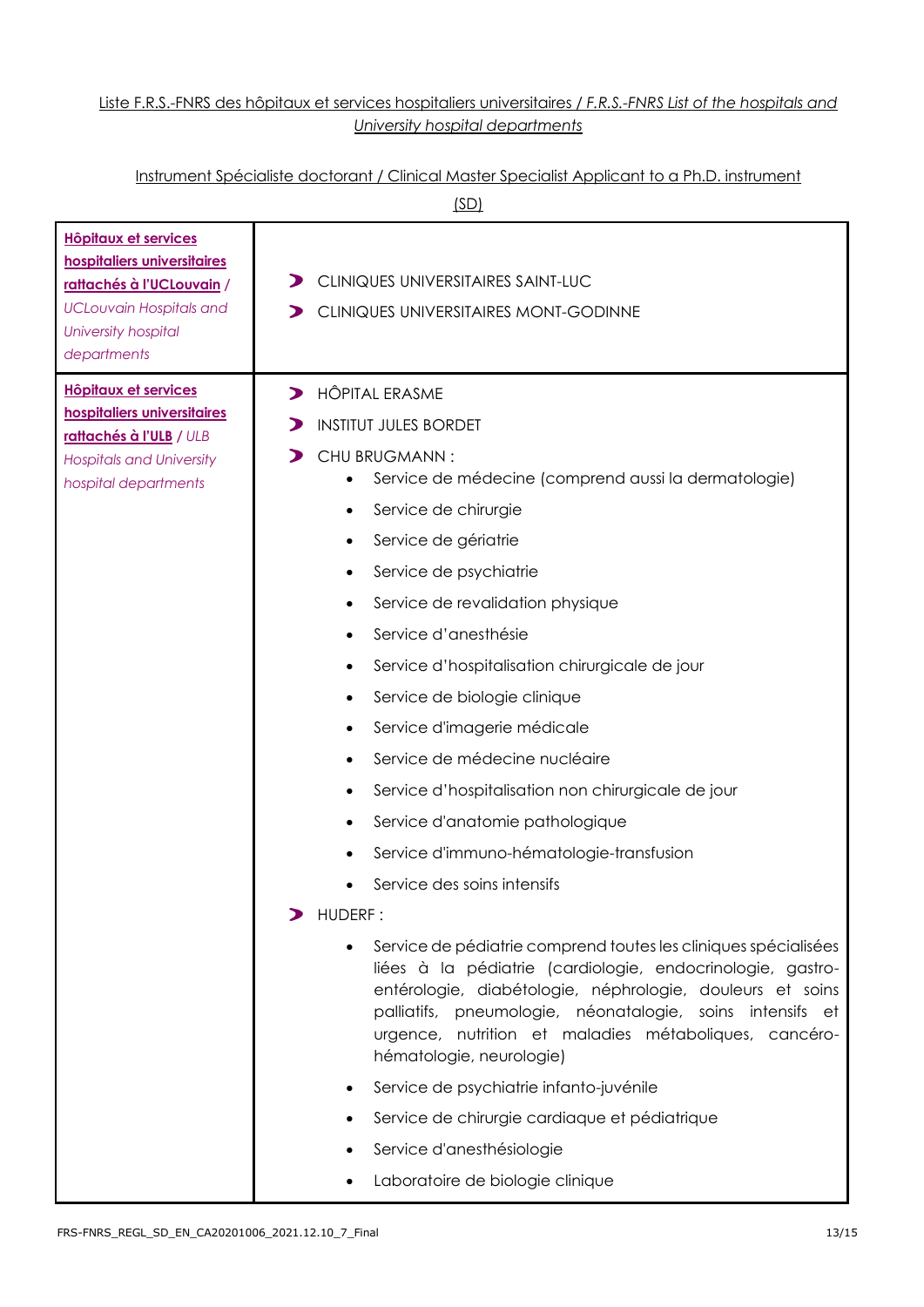<u>Liste F.R.S.-FNRS des hôpitaux et services hospitaliers universitaires / *F.R.S.-FNRS List of the hospitals and University hospital departments*</u>

<u>Instrument Spécialiste doctorant / Clinical Master Specialist Applicant to a Ph.D. instrument (SD)</u>

| | |
|---|---|
| **Hôpitaux et services hospitaliers universitaires rattachés à l'UCLouvain** / *UCLouvain Hospitals and University hospital departments* | CLINIQUES UNIVERSITAIRES SAINT-LUC<br>CLINIQUES UNIVERSITAIRES MONT-GODINNE |
| **Hôpitaux et services hospitaliers universitaires rattachés à l'ULB** / *ULB Hospitals and University hospital departments* | HÔPITAL ERASME<br>INSTITUT JULES BORDET<br>CHU BRUGMANN :<br>• Service de médecine (comprend aussi la dermatologie)<br>• Service de chirurgie<br>• Service de gériatrie<br>• Service de psychiatrie<br>• Service de revalidation physique<br>• Service d'anesthésie<br>• Service d'hospitalisation chirurgicale de jour<br>• Service de biologie clinique<br>• Service d'imagerie médicale<br>• Service de médecine nucléaire<br>• Service d'hospitalisation non chirurgicale de jour<br>• Service d'anatomie pathologique<br>• Service d'immuno-hématologie-transfusion<br>• Service des soins intensifs<br>HUDERF :<br>• Service de pédiatrie comprend toutes les cliniques spécialisées liées à la pédiatrie (cardiologie, endocrinologie, gastro-entérologie, diabétologie, néphrologie, douleurs et soins palliatifs, pneumologie, néonatalogie, soins intensifs et urgence, nutrition et maladies métaboliques, cancéro-hématologie, neurologie)<br>• Service de psychiatrie infanto-juvénile<br>• Service de chirurgie cardiaque et pédiatrique<br>• Service d'anesthésiologie<br>• Laboratoire de biologie clinique |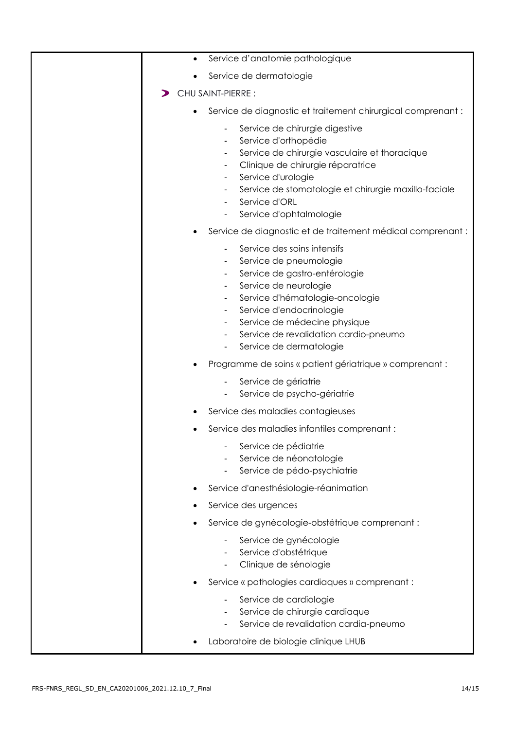| | |
|---|---|
| | - Service d'anatomie pathologique<br>- Service de dermatologie<br><br>➤ CHU SAINT-PIERRE :<br><br>- Service de diagnostic et traitement chirurgical comprenant :<br>  - Service de chirurgie digestive<br>  - Service d'orthopédie<br>  - Service de chirurgie vasculaire et thoracique<br>  - Clinique de chirurgie réparatrice<br>  - Service d'urologie<br>  - Service de stomatologie et chirurgie maxillo-faciale<br>  - Service d'ORL<br>  - Service d'ophtalmologie<br>- Service de diagnostic et de traitement médical comprenant :<br>  - Service des soins intensifs<br>  - Service de pneumologie<br>  - Service de gastro-entérologie<br>  - Service de neurologie<br>  - Service d'hématologie-oncologie<br>  - Service d'endocrinologie<br>  - Service de médecine physique<br>  - Service de revalidation cardio-pneumo<br>  - Service de dermatologie<br>- Programme de soins « patient gériatrique » comprenant :<br>  - Service de gériatrie<br>  - Service de psycho-gériatrie<br>- Service des maladies contagieuses<br>- Service des maladies infantiles comprenant :<br>  - Service de pédiatrie<br>  - Service de néonatologie<br>  - Service de pédo-psychiatrie<br>- Service d'anesthésiologie-réanimation<br>- Service des urgences<br>- Service de gynécologie-obstétrique comprenant :<br>  - Service de gynécologie<br>  - Service d'obstétrique<br>  - Clinique de sénologie<br>- Service « pathologies cardiaques » comprenant :<br>  - Service de cardiologie<br>  - Service de chirurgie cardiaque<br>  - Service de revalidation cardia-pneumo<br>- Laboratoire de biologie clinique LHUB |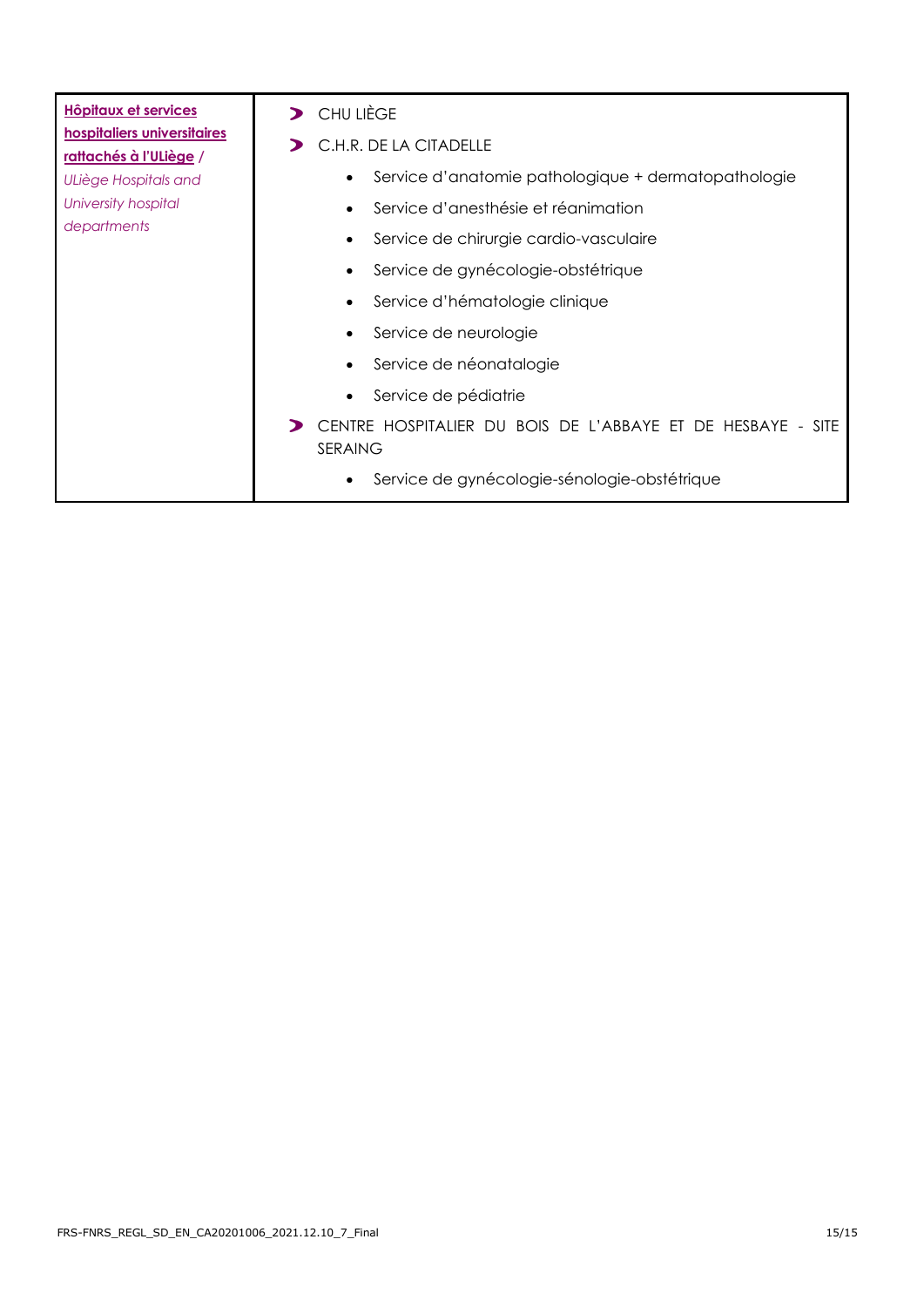| | |
|---|---|
| **<u>Hôpitaux et services hospitaliers universitaires rattachés à l'ULiège</u>** / *ULiège Hospitals and University hospital departments* | ➤ CHU LIÈGE<br>➤ C.H.R. DE LA CITADELLE<br>• Service d'anatomie pathologique + dermatopathologie<br>• Service d'anesthésie et réanimation<br>• Service de chirurgie cardio-vasculaire<br>• Service de gynécologie-obstétrique<br>• Service d'hématologie clinique<br>• Service de neurologie<br>• Service de néonatalogie<br>• Service de pédiatrie<br>➤ CENTRE HOSPITALIER DU BOIS DE L'ABBAYE ET DE HESBAYE - SITE SERAING<br>• Service de gynécologie-sénologie-obstétrique |